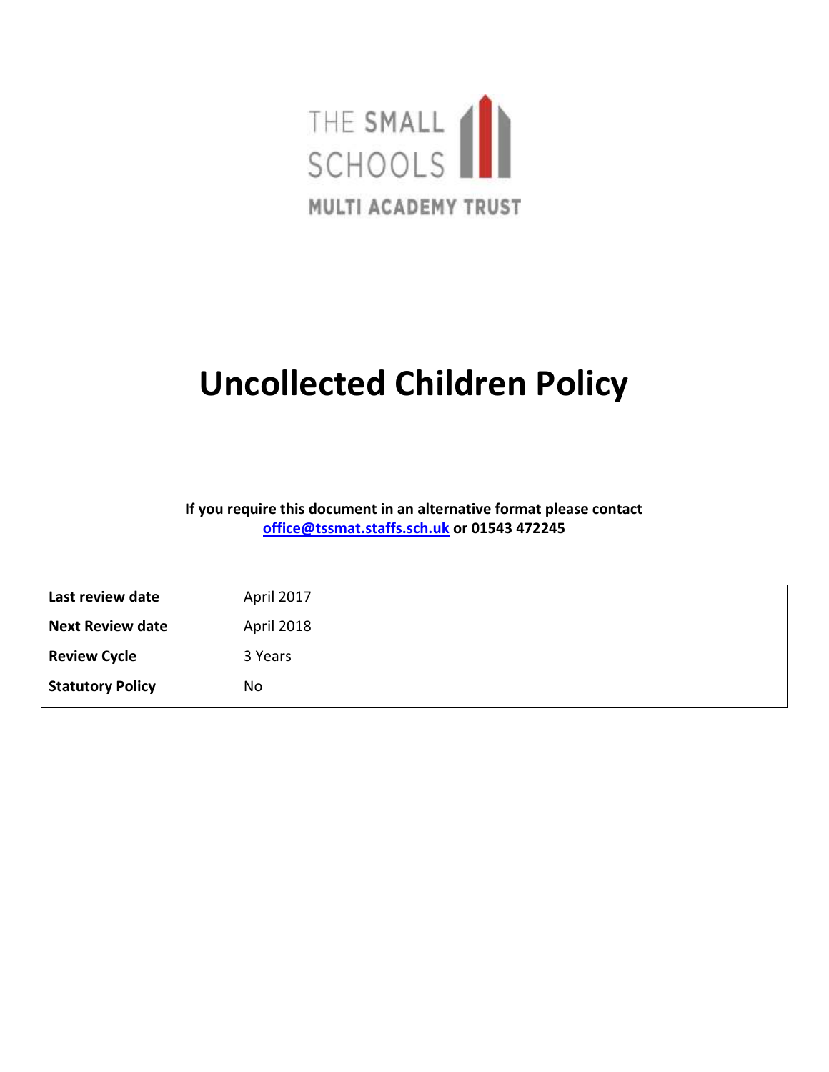THE SMALL SCHOOLS

MULTI ACADEMY TRUST

# Uncollected Children Policy

**If you require this document in an alternative format please contact [office@tssmat.staffs.sch.uk](mailto:office@tssmat.staffs.sch.uk) or 01543 472245**

| **Last review date** | April 2017 |
|---|---|
| **Next Review date** | April 2018 |
| **Review Cycle** | 3 Years |
| **Statutory Policy** | No |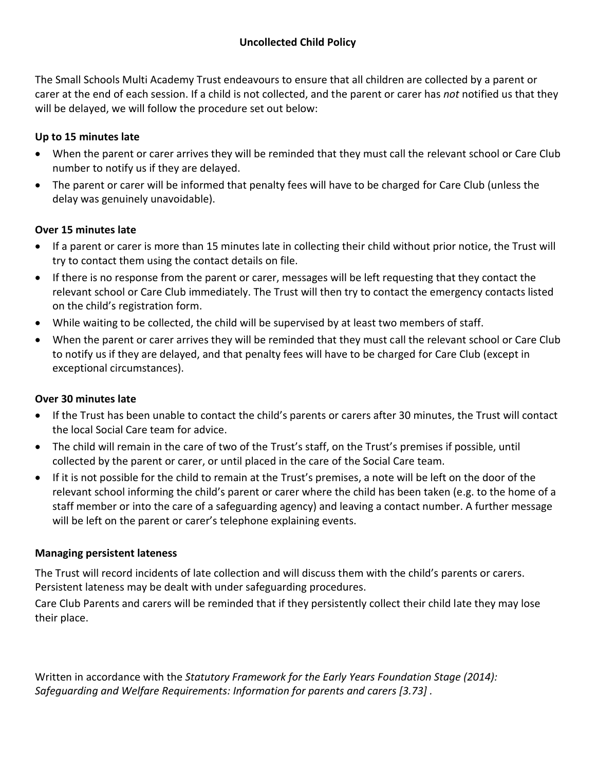## Uncollected Child Policy

The Small Schools Multi Academy Trust endeavours to ensure that all children are collected by a parent or carer at the end of each session. If a child is not collected, and the parent or carer has *not* notified us that they will be delayed, we will follow the procedure set out below:

### Up to 15 minutes late

- When the parent or carer arrives they will be reminded that they must call the relevant school or Care Club number to notify us if they are delayed.
- The parent or carer will be informed that penalty fees will have to be charged for Care Club (unless the delay was genuinely unavoidable).

### Over 15 minutes late

- If a parent or carer is more than 15 minutes late in collecting their child without prior notice, the Trust will try to contact them using the contact details on file.
- If there is no response from the parent or carer, messages will be left requesting that they contact the relevant school or Care Club immediately. The Trust will then try to contact the emergency contacts listed on the child's registration form.
- While waiting to be collected, the child will be supervised by at least two members of staff.
- When the parent or carer arrives they will be reminded that they must call the relevant school or Care Club to notify us if they are delayed, and that penalty fees will have to be charged for Care Club (except in exceptional circumstances).

### Over 30 minutes late

- If the Trust has been unable to contact the child's parents or carers after 30 minutes, the Trust will contact the local Social Care team for advice.
- The child will remain in the care of two of the Trust's staff, on the Trust's premises if possible, until collected by the parent or carer, or until placed in the care of the Social Care team.
- If it is not possible for the child to remain at the Trust's premises, a note will be left on the door of the relevant school informing the child's parent or carer where the child has been taken (e.g. to the home of a staff member or into the care of a safeguarding agency) and leaving a contact number. A further message will be left on the parent or carer's telephone explaining events.

### Managing persistent lateness

The Trust will record incidents of late collection and will discuss them with the child's parents or carers. Persistent lateness may be dealt with under safeguarding procedures.

Care Club Parents and carers will be reminded that if they persistently collect their child late they may lose their place.

Written in accordance with the *Statutory Framework for the Early Years Foundation Stage (2014): Safeguarding and Welfare Requirements: Information for parents and carers [3.73]* .